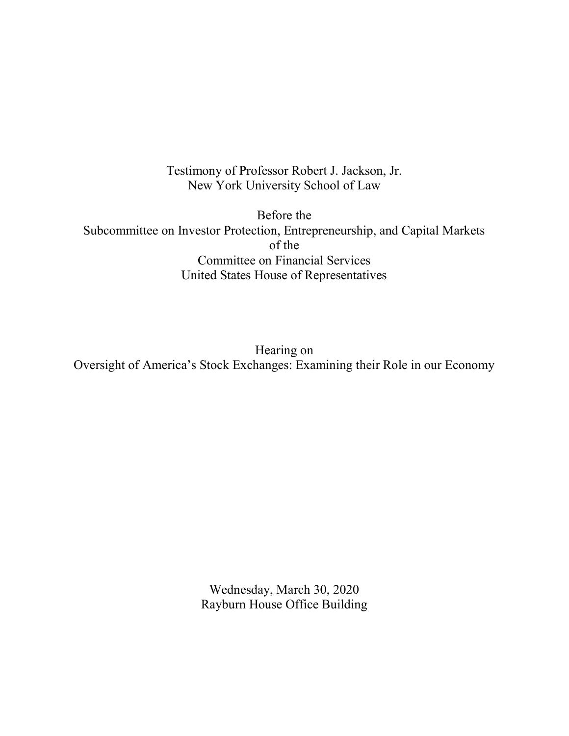Testimony of Professor Robert J. Jackson, Jr.
New York University School of Law

Before the
Subcommittee on Investor Protection, Entrepreneurship, and Capital Markets
of the
Committee on Financial Services
United States House of Representatives

Hearing on
Oversight of America's Stock Exchanges: Examining their Role in our Economy

Wednesday, March 30, 2020
Rayburn House Office Building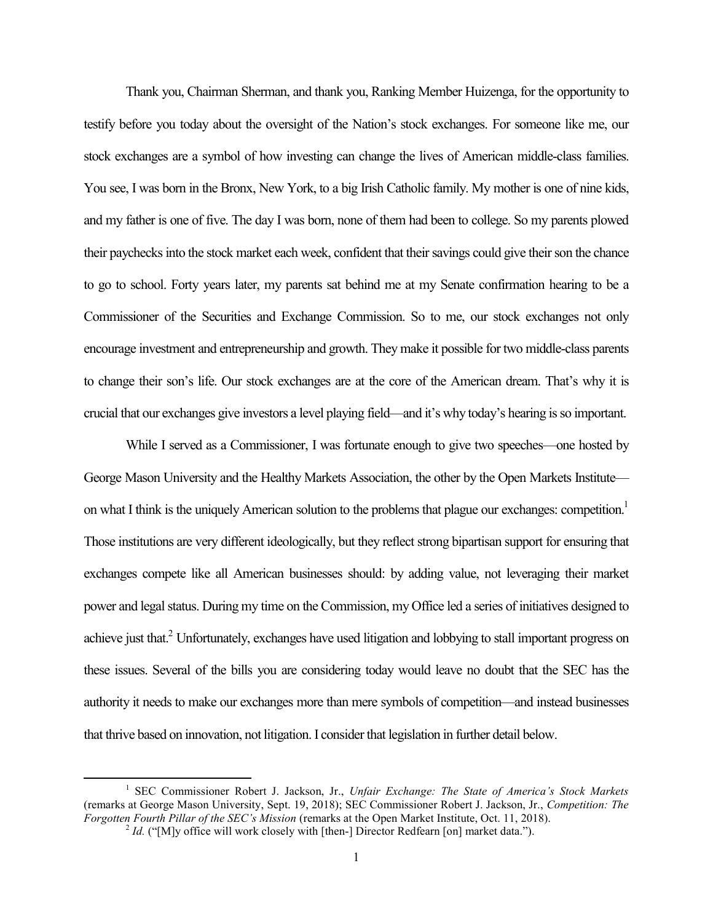Thank you, Chairman Sherman, and thank you, Ranking Member Huizenga, for the opportunity to testify before you today about the oversight of the Nation's stock exchanges. For someone like me, our stock exchanges are a symbol of how investing can change the lives of American middle-class families. You see, I was born in the Bronx, New York, to a big Irish Catholic family. My mother is one of nine kids, and my father is one of five. The day I was born, none of them had been to college. So my parents plowed their paychecks into the stock market each week, confident that their savings could give their son the chance to go to school. Forty years later, my parents sat behind me at my Senate confirmation hearing to be a Commissioner of the Securities and Exchange Commission. So to me, our stock exchanges not only encourage investment and entrepreneurship and growth. They make it possible for two middle-class parents to change their son's life. Our stock exchanges are at the core of the American dream. That's why it is crucial that our exchanges give investors a level playing field—and it's why today's hearing is so important.

While I served as a Commissioner, I was fortunate enough to give two speeches—one hosted by George Mason University and the Healthy Markets Association, the other by the Open Markets Institute—on what I think is the uniquely American solution to the problems that plague our exchanges: competition.[1] Those institutions are very different ideologically, but they reflect strong bipartisan support for ensuring that exchanges compete like all American businesses should: by adding value, not leveraging their market power and legal status. During my time on the Commission, my Office led a series of initiatives designed to achieve just that.[2] Unfortunately, exchanges have used litigation and lobbying to stall important progress on these issues. Several of the bills you are considering today would leave no doubt that the SEC has the authority it needs to make our exchanges more than mere symbols of competition—and instead businesses that thrive based on innovation, not litigation. I consider that legislation in further detail below.

---

[1] SEC Commissioner Robert J. Jackson, Jr., *Unfair Exchange: The State of America's Stock Markets* (remarks at George Mason University, Sept. 19, 2018); SEC Commissioner Robert J. Jackson, Jr., *Competition: The Forgotten Fourth Pillar of the SEC's Mission* (remarks at the Open Market Institute, Oct. 11, 2018).

[2] *Id.* ("[M]y office will work closely with [then-] Director Redfearn [on] market data.").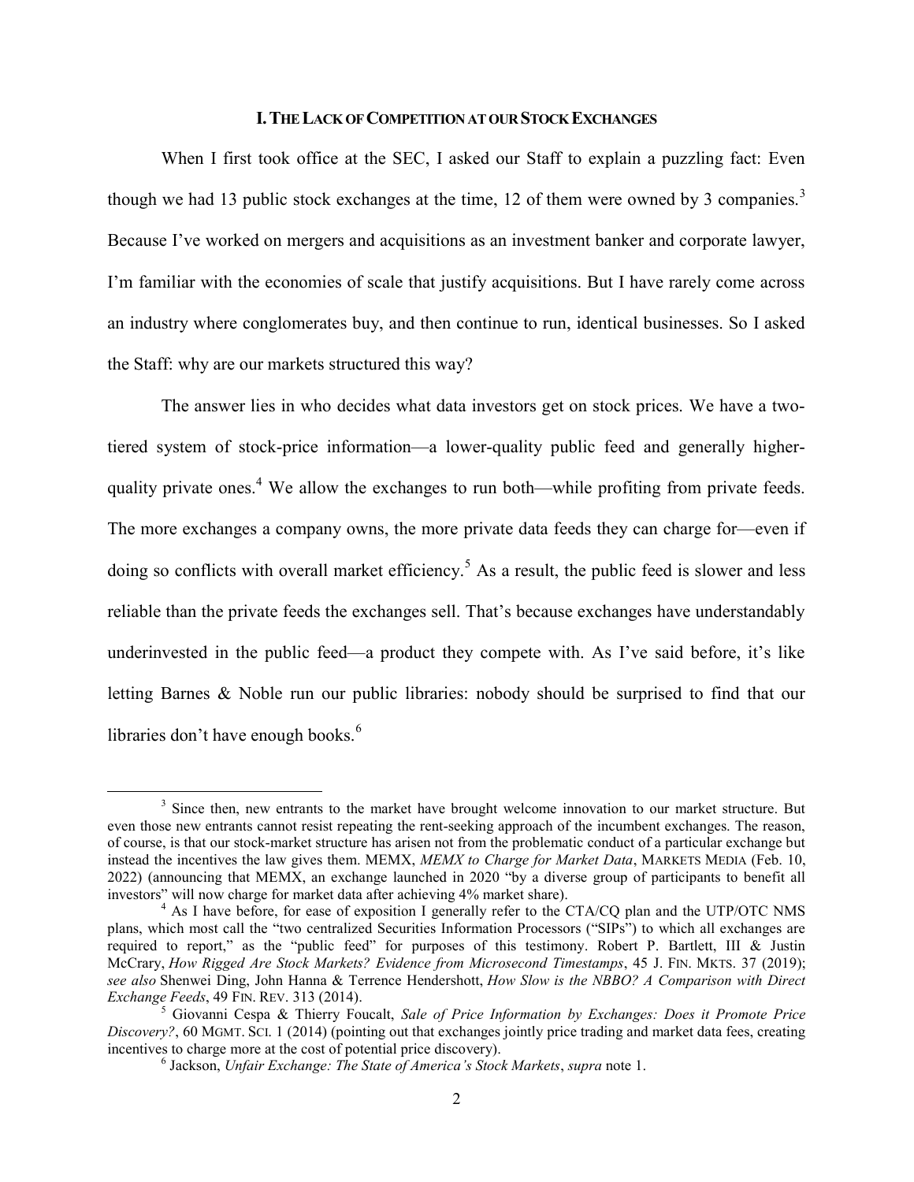## I. The Lack of Competition at our Stock Exchanges

When I first took office at the SEC, I asked our Staff to explain a puzzling fact: Even though we had 13 public stock exchanges at the time, 12 of them were owned by 3 companies.[3] Because I've worked on mergers and acquisitions as an investment banker and corporate lawyer, I'm familiar with the economies of scale that justify acquisitions. But I have rarely come across an industry where conglomerates buy, and then continue to run, identical businesses. So I asked the Staff: why are our markets structured this way?

The answer lies in who decides what data investors get on stock prices. We have a two-tiered system of stock-price information—a lower-quality public feed and generally higher-quality private ones.[4] We allow the exchanges to run both—while profiting from private feeds. The more exchanges a company owns, the more private data feeds they can charge for—even if doing so conflicts with overall market efficiency.[5] As a result, the public feed is slower and less reliable than the private feeds the exchanges sell. That's because exchanges have understandably underinvested in the public feed—a product they compete with. As I've said before, it's like letting Barnes & Noble run our public libraries: nobody should be surprised to find that our libraries don't have enough books.[6]

---

[3] Since then, new entrants to the market have brought welcome innovation to our market structure. But even those new entrants cannot resist repeating the rent-seeking approach of the incumbent exchanges. The reason, of course, is that our stock-market structure has arisen not from the problematic conduct of a particular exchange but instead the incentives the law gives them. MEMX, *MEMX to Charge for Market Data*, Markets Media (Feb. 10, 2022) (announcing that MEMX, an exchange launched in 2020 "by a diverse group of participants to benefit all investors" will now charge for market data after achieving 4% market share).

[4] As I have before, for ease of exposition I generally refer to the CTA/CQ plan and the UTP/OTC NMS plans, which most call the "two centralized Securities Information Processors ("SIPs") to which all exchanges are required to report," as the "public feed" for purposes of this testimony. Robert P. Bartlett, III & Justin McCrary, *How Rigged Are Stock Markets? Evidence from Microsecond Timestamps*, 45 J. Fin. Mkts. 37 (2019); *see also* Shenwei Ding, John Hanna & Terrence Hendershott, *How Slow is the NBBO? A Comparison with Direct Exchange Feeds*, 49 Fin. Rev. 313 (2014).

[5] Giovanni Cespa & Thierry Foucalt, *Sale of Price Information by Exchanges: Does it Promote Price Discovery?*, 60 Mgmt. Sci. 1 (2014) (pointing out that exchanges jointly price trading and market data fees, creating incentives to charge more at the cost of potential price discovery).

[6] Jackson, *Unfair Exchange: The State of America's Stock Markets*, *supra* note 1.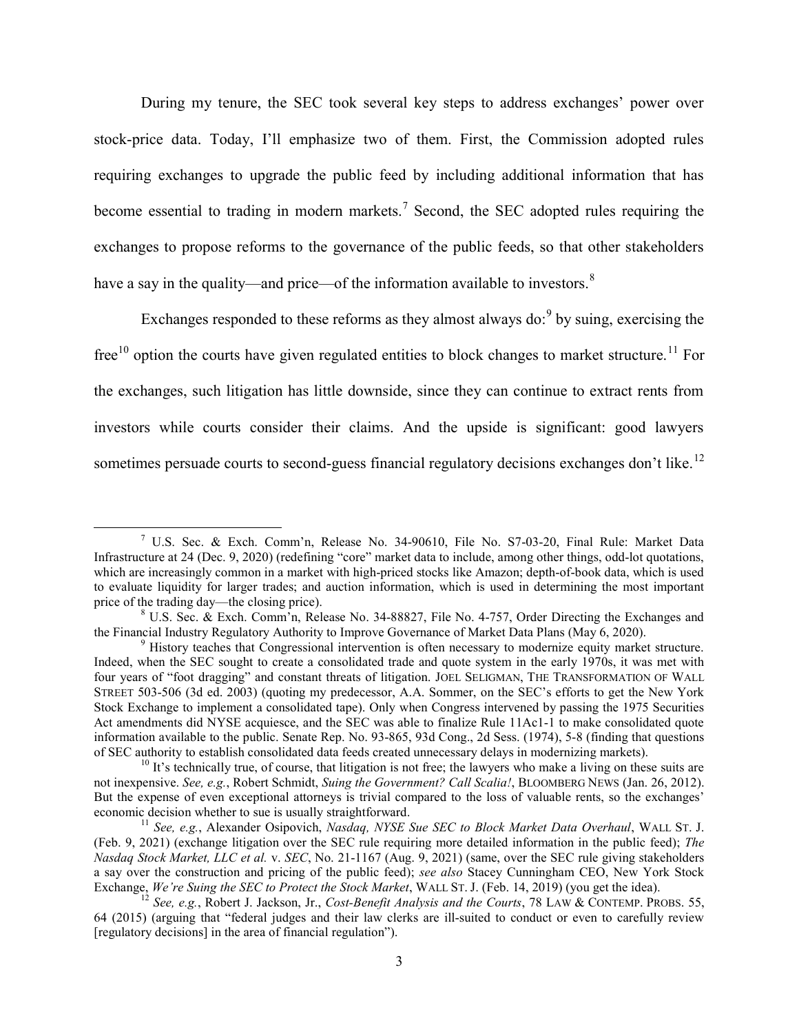During my tenure, the SEC took several key steps to address exchanges' power over stock-price data. Today, I'll emphasize two of them. First, the Commission adopted rules requiring exchanges to upgrade the public feed by including additional information that has become essential to trading in modern markets.[7] Second, the SEC adopted rules requiring the exchanges to propose reforms to the governance of the public feeds, so that other stakeholders have a say in the quality—and price—of the information available to investors.[8]

Exchanges responded to these reforms as they almost always do:[9] by suing, exercising the free[10] option the courts have given regulated entities to block changes to market structure.[11] For the exchanges, such litigation has little downside, since they can continue to extract rents from investors while courts consider their claims. And the upside is significant: good lawyers sometimes persuade courts to second-guess financial regulatory decisions exchanges don't like.[12]

---

[7] U.S. Sec. & Exch. Comm'n, Release No. 34-90610, File No. S7-03-20, Final Rule: Market Data Infrastructure at 24 (Dec. 9, 2020) (redefining "core" market data to include, among other things, odd-lot quotations, which are increasingly common in a market with high-priced stocks like Amazon; depth-of-book data, which is used to evaluate liquidity for larger trades; and auction information, which is used in determining the most important price of the trading day—the closing price).

[8] U.S. Sec. & Exch. Comm'n, Release No. 34-88827, File No. 4-757, Order Directing the Exchanges and the Financial Industry Regulatory Authority to Improve Governance of Market Data Plans (May 6, 2020).

[9] History teaches that Congressional intervention is often necessary to modernize equity market structure. Indeed, when the SEC sought to create a consolidated trade and quote system in the early 1970s, it was met with four years of "foot dragging" and constant threats of litigation. JOEL SELIGMAN, THE TRANSFORMATION OF WALL STREET 503-506 (3d ed. 2003) (quoting my predecessor, A.A. Sommer, on the SEC's efforts to get the New York Stock Exchange to implement a consolidated tape). Only when Congress intervened by passing the 1975 Securities Act amendments did NYSE acquiesce, and the SEC was able to finalize Rule 11Ac1-1 to make consolidated quote information available to the public. Senate Rep. No. 93-865, 93d Cong., 2d Sess. (1974), 5-8 (finding that questions of SEC authority to establish consolidated data feeds created unnecessary delays in modernizing markets).

[10] It's technically true, of course, that litigation is not free; the lawyers who make a living on these suits are not inexpensive. *See, e.g.*, Robert Schmidt, *Suing the Government? Call Scalia!*, BLOOMBERG NEWS (Jan. 26, 2012). But the expense of even exceptional attorneys is trivial compared to the loss of valuable rents, so the exchanges' economic decision whether to sue is usually straightforward.

[11] *See, e.g.*, Alexander Osipovich, *Nasdaq, NYSE Sue SEC to Block Market Data Overhaul*, WALL ST. J. (Feb. 9, 2021) (exchange litigation over the SEC rule requiring more detailed information in the public feed); *The Nasdaq Stock Market, LLC et al.* v. *SEC*, No. 21-1167 (Aug. 9, 2021) (same, over the SEC rule giving stakeholders a say over the construction and pricing of the public feed); *see also* Stacey Cunningham CEO, New York Stock Exchange, *We're Suing the SEC to Protect the Stock Market*, WALL ST. J. (Feb. 14, 2019) (you get the idea).

[12] *See, e.g.*, Robert J. Jackson, Jr., *Cost-Benefit Analysis and the Courts*, 78 LAW & CONTEMP. PROBS. 55, 64 (2015) (arguing that "federal judges and their law clerks are ill-suited to conduct or even to carefully review [regulatory decisions] in the area of financial regulation").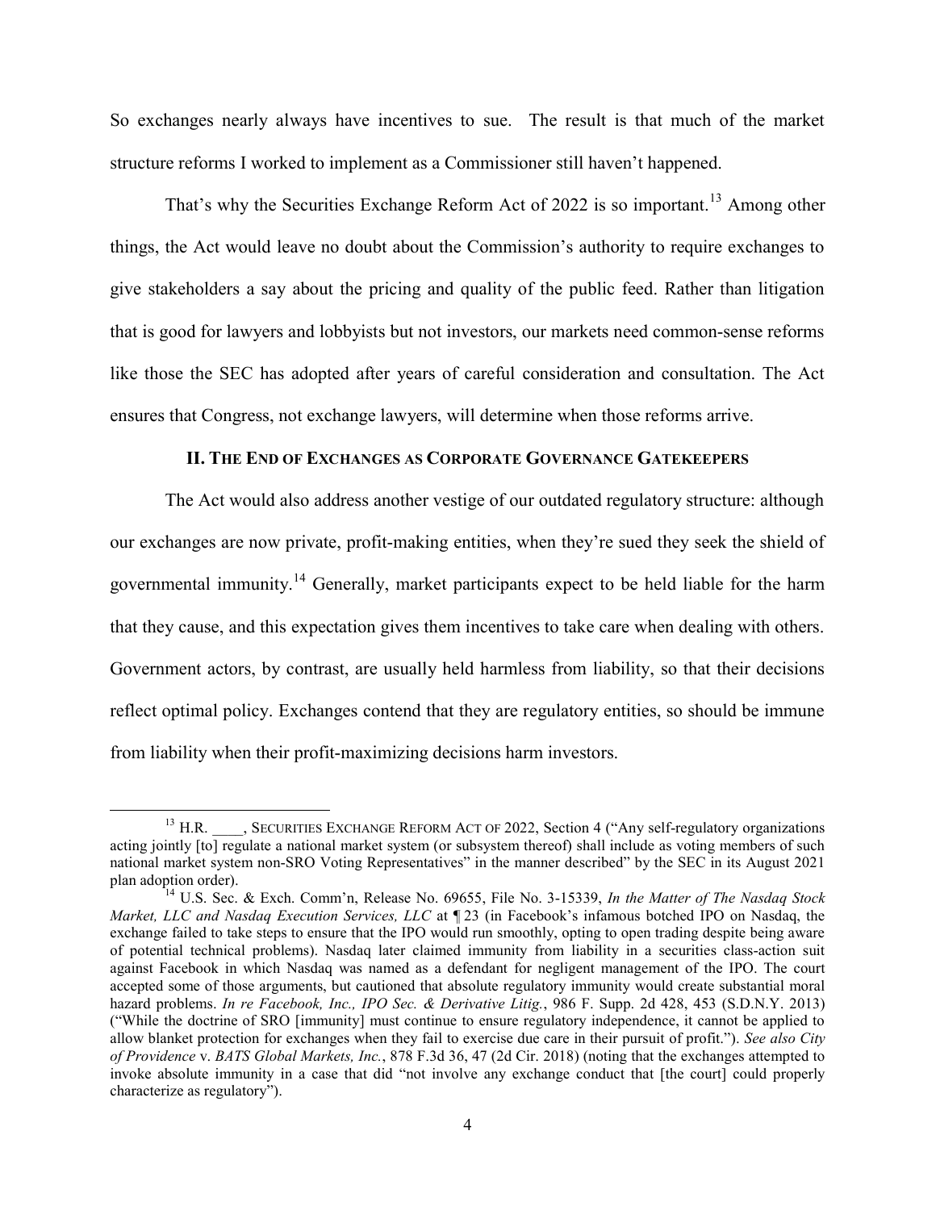So exchanges nearly always have incentives to sue. The result is that much of the market structure reforms I worked to implement as a Commissioner still haven't happened.

That's why the Securities Exchange Reform Act of 2022 is so important.[13] Among other things, the Act would leave no doubt about the Commission's authority to require exchanges to give stakeholders a say about the pricing and quality of the public feed. Rather than litigation that is good for lawyers and lobbyists but not investors, our markets need common-sense reforms like those the SEC has adopted after years of careful consideration and consultation. The Act ensures that Congress, not exchange lawyers, will determine when those reforms arrive.

## II. The End of Exchanges as Corporate Governance Gatekeepers

The Act would also address another vestige of our outdated regulatory structure: although our exchanges are now private, profit-making entities, when they're sued they seek the shield of governmental immunity.[14] Generally, market participants expect to be held liable for the harm that they cause, and this expectation gives them incentives to take care when dealing with others. Government actors, by contrast, are usually held harmless from liability, so that their decisions reflect optimal policy. Exchanges contend that they are regulatory entities, so should be immune from liability when their profit-maximizing decisions harm investors.

---

[13] H.R. ____, Securities Exchange Reform Act of 2022, Section 4 ("Any self-regulatory organizations acting jointly [to] regulate a national market system (or subsystem thereof) shall include as voting members of such national market system non-SRO Voting Representatives" in the manner described" by the SEC in its August 2021 plan adoption order).

[14] U.S. Sec. & Exch. Comm'n, Release No. 69655, File No. 3-15339, *In the Matter of The Nasdaq Stock Market, LLC and Nasdaq Execution Services, LLC* at ¶ 23 (in Facebook's infamous botched IPO on Nasdaq, the exchange failed to take steps to ensure that the IPO would run smoothly, opting to open trading despite being aware of potential technical problems). Nasdaq later claimed immunity from liability in a securities class-action suit against Facebook in which Nasdaq was named as a defendant for negligent management of the IPO. The court accepted some of those arguments, but cautioned that absolute regulatory immunity would create substantial moral hazard problems. *In re Facebook, Inc., IPO Sec. & Derivative Litig.*, 986 F. Supp. 2d 428, 453 (S.D.N.Y. 2013) ("While the doctrine of SRO [immunity] must continue to ensure regulatory independence, it cannot be applied to allow blanket protection for exchanges when they fail to exercise due care in their pursuit of profit."). *See also City of Providence* v. *BATS Global Markets, Inc.*, 878 F.3d 36, 47 (2d Cir. 2018) (noting that the exchanges attempted to invoke absolute immunity in a case that did "not involve any exchange conduct that [the court] could properly characterize as regulatory").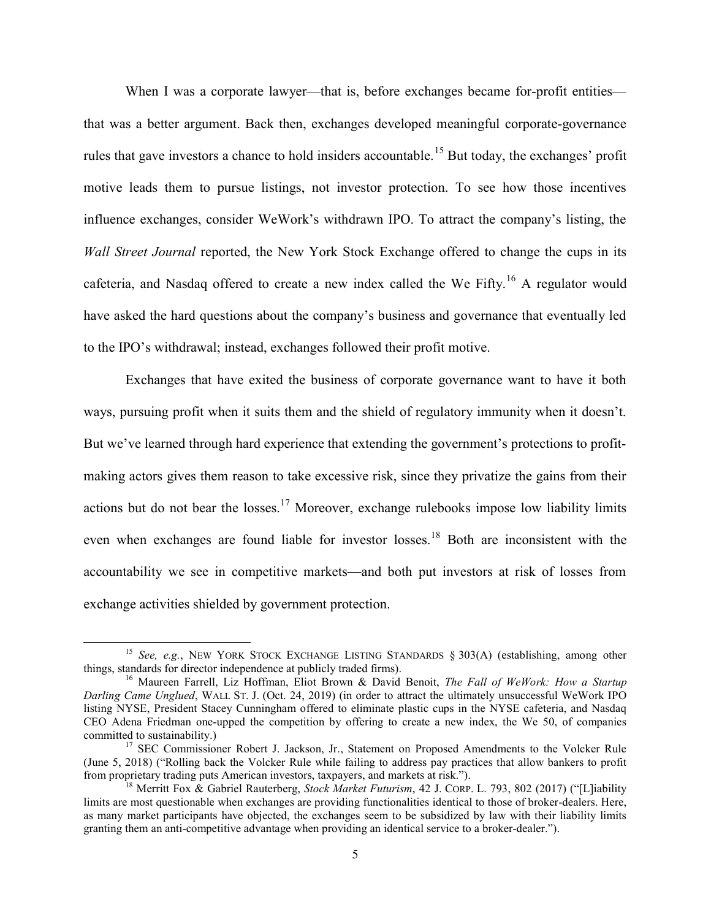When I was a corporate lawyer—that is, before exchanges became for-profit entities—that was a better argument. Back then, exchanges developed meaningful corporate-governance rules that gave investors a chance to hold insiders accountable.[15] But today, the exchanges' profit motive leads them to pursue listings, not investor protection. To see how those incentives influence exchanges, consider WeWork's withdrawn IPO. To attract the company's listing, the *Wall Street Journal* reported, the New York Stock Exchange offered to change the cups in its cafeteria, and Nasdaq offered to create a new index called the We Fifty.[16] A regulator would have asked the hard questions about the company's business and governance that eventually led to the IPO's withdrawal; instead, exchanges followed their profit motive.

Exchanges that have exited the business of corporate governance want to have it both ways, pursuing profit when it suits them and the shield of regulatory immunity when it doesn't. But we've learned through hard experience that extending the government's protections to profit-making actors gives them reason to take excessive risk, since they privatize the gains from their actions but do not bear the losses.[17] Moreover, exchange rulebooks impose low liability limits even when exchanges are found liable for investor losses.[18] Both are inconsistent with the accountability we see in competitive markets—and both put investors at risk of losses from exchange activities shielded by government protection.

---

[15] *See, e.g.*, NEW YORK STOCK EXCHANGE LISTING STANDARDS § 303(A) (establishing, among other things, standards for director independence at publicly traded firms).

[16] Maureen Farrell, Liz Hoffman, Eliot Brown & David Benoit, *The Fall of WeWork: How a Startup Darling Came Unglued*, WALL ST. J. (Oct. 24, 2019) (in order to attract the ultimately unsuccessful WeWork IPO listing NYSE, President Stacey Cunningham offered to eliminate plastic cups in the NYSE cafeteria, and Nasdaq CEO Adena Friedman one-upped the competition by offering to create a new index, the We 50, of companies committed to sustainability.)

[17] SEC Commissioner Robert J. Jackson, Jr., Statement on Proposed Amendments to the Volcker Rule (June 5, 2018) ("Rolling back the Volcker Rule while failing to address pay practices that allow bankers to profit from proprietary trading puts American investors, taxpayers, and markets at risk.").

[18] Merritt Fox & Gabriel Rauterberg, *Stock Market Futurism*, 42 J. CORP. L. 793, 802 (2017) ("[L]iability limits are most questionable when exchanges are providing functionalities identical to those of broker-dealers. Here, as many market participants have objected, the exchanges seem to be subsidized by law with their liability limits granting them an anti-competitive advantage when providing an identical service to a broker-dealer.").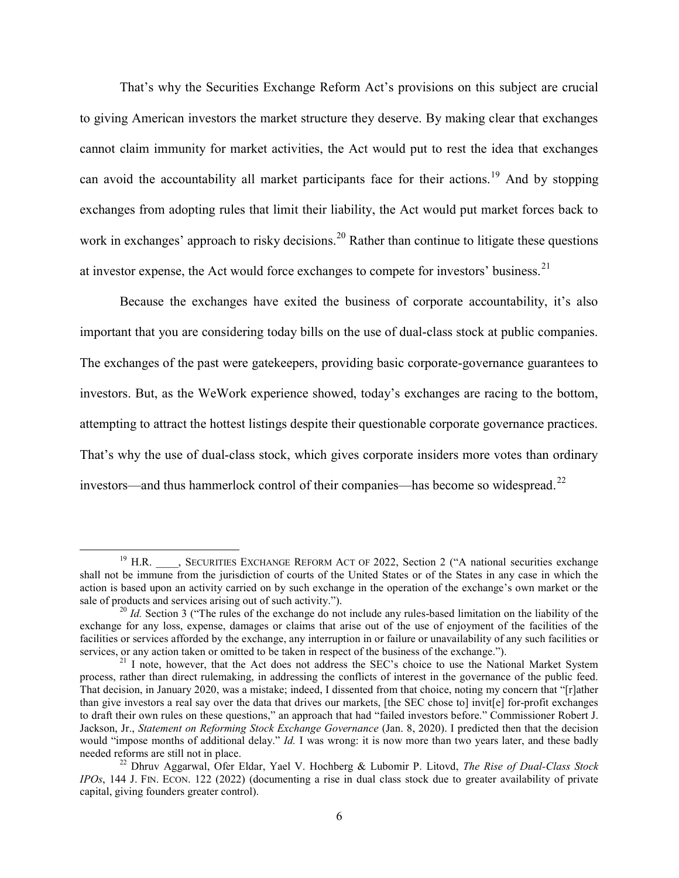That's why the Securities Exchange Reform Act's provisions on this subject are crucial to giving American investors the market structure they deserve. By making clear that exchanges cannot claim immunity for market activities, the Act would put to rest the idea that exchanges can avoid the accountability all market participants face for their actions.[19] And by stopping exchanges from adopting rules that limit their liability, the Act would put market forces back to work in exchanges' approach to risky decisions.[20] Rather than continue to litigate these questions at investor expense, the Act would force exchanges to compete for investors' business.[21]

Because the exchanges have exited the business of corporate accountability, it's also important that you are considering today bills on the use of dual-class stock at public companies. The exchanges of the past were gatekeepers, providing basic corporate-governance guarantees to investors. But, as the WeWork experience showed, today's exchanges are racing to the bottom, attempting to attract the hottest listings despite their questionable corporate governance practices. That's why the use of dual-class stock, which gives corporate insiders more votes than ordinary investors—and thus hammerlock control of their companies—has become so widespread.[22]

---

[19] H.R. \_\_\_\_, SECURITIES EXCHANGE REFORM ACT OF 2022, Section 2 ("A national securities exchange shall not be immune from the jurisdiction of courts of the United States or of the States in any case in which the action is based upon an activity carried on by such exchange in the operation of the exchange's own market or the sale of products and services arising out of such activity.").

[20] *Id.* Section 3 ("The rules of the exchange do not include any rules-based limitation on the liability of the exchange for any loss, expense, damages or claims that arise out of the use of enjoyment of the facilities of the facilities or services afforded by the exchange, any interruption in or failure or unavailability of any such facilities or services, or any action taken or omitted to be taken in respect of the business of the exchange.").

[21] I note, however, that the Act does not address the SEC's choice to use the National Market System process, rather than direct rulemaking, in addressing the conflicts of interest in the governance of the public feed. That decision, in January 2020, was a mistake; indeed, I dissented from that choice, noting my concern that "[r]ather than give investors a real say over the data that drives our markets, [the SEC chose to] invit[e] for-profit exchanges to draft their own rules on these questions," an approach that had "failed investors before." Commissioner Robert J. Jackson, Jr., *Statement on Reforming Stock Exchange Governance* (Jan. 8, 2020). I predicted then that the decision would "impose months of additional delay." *Id.* I was wrong: it is now more than two years later, and these badly needed reforms are still not in place.

[22] Dhruv Aggarwal, Ofer Eldar, Yael V. Hochberg & Lubomir P. Litovd, *The Rise of Dual-Class Stock IPOs*, 144 J. FIN. ECON. 122 (2022) (documenting a rise in dual class stock due to greater availability of private capital, giving founders greater control).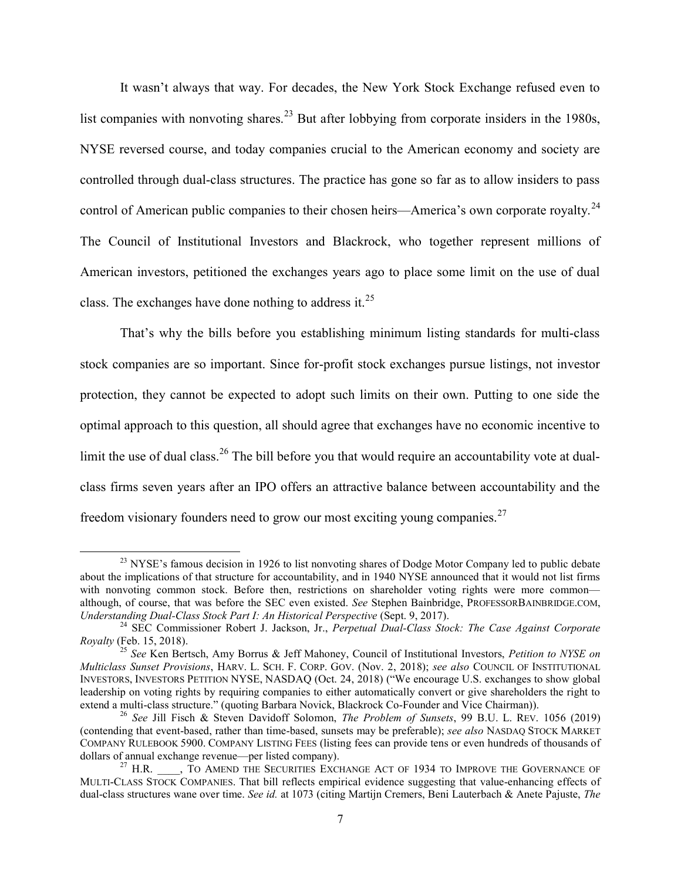It wasn't always that way. For decades, the New York Stock Exchange refused even to list companies with nonvoting shares.[23] But after lobbying from corporate insiders in the 1980s, NYSE reversed course, and today companies crucial to the American economy and society are controlled through dual-class structures. The practice has gone so far as to allow insiders to pass control of American public companies to their chosen heirs—America's own corporate royalty.[24] The Council of Institutional Investors and Blackrock, who together represent millions of American investors, petitioned the exchanges years ago to place some limit on the use of dual class. The exchanges have done nothing to address it.[25]

That's why the bills before you establishing minimum listing standards for multi-class stock companies are so important. Since for-profit stock exchanges pursue listings, not investor protection, they cannot be expected to adopt such limits on their own. Putting to one side the optimal approach to this question, all should agree that exchanges have no economic incentive to limit the use of dual class.[26] The bill before you that would require an accountability vote at dual-class firms seven years after an IPO offers an attractive balance between accountability and the freedom visionary founders need to grow our most exciting young companies.[27]

---

[23] NYSE's famous decision in 1926 to list nonvoting shares of Dodge Motor Company led to public debate about the implications of that structure for accountability, and in 1940 NYSE announced that it would not list firms with nonvoting common stock. Before then, restrictions on shareholder voting rights were more common—although, of course, that was before the SEC even existed. *See* Stephen Bainbridge, PROFESSORBAINBRIDGE.COM, *Understanding Dual-Class Stock Part I: An Historical Perspective* (Sept. 9, 2017).

[24] SEC Commissioner Robert J. Jackson, Jr., *Perpetual Dual-Class Stock: The Case Against Corporate Royalty* (Feb. 15, 2018).

[25] *See* Ken Bertsch, Amy Borrus & Jeff Mahoney, Council of Institutional Investors, *Petition to NYSE on Multiclass Sunset Provisions*, HARV. L. SCH. F. CORP. GOV. (Nov. 2, 2018); *see also* COUNCIL OF INSTITUTIONAL INVESTORS, INVESTORS PETITION NYSE, NASDAQ (Oct. 24, 2018) ("We encourage U.S. exchanges to show global leadership on voting rights by requiring companies to either automatically convert or give shareholders the right to extend a multi-class structure." (quoting Barbara Novick, Blackrock Co-Founder and Vice Chairman)).

[26] *See* Jill Fisch & Steven Davidoff Solomon, *The Problem of Sunsets*, 99 B.U. L. REV. 1056 (2019) (contending that event-based, rather than time-based, sunsets may be preferable); *see also* NASDAQ STOCK MARKET COMPANY RULEBOOK 5900. COMPANY LISTING FEES (listing fees can provide tens or even hundreds of thousands of dollars of annual exchange revenue—per listed company).

[27] H.R. \_\_\_\_, TO AMEND THE SECURITIES EXCHANGE ACT OF 1934 TO IMPROVE THE GOVERNANCE OF MULTI-CLASS STOCK COMPANIES. That bill reflects empirical evidence suggesting that value-enhancing effects of dual-class structures wane over time. *See id.* at 1073 (citing Martijn Cremers, Beni Lauterbach & Anete Pajuste, *The*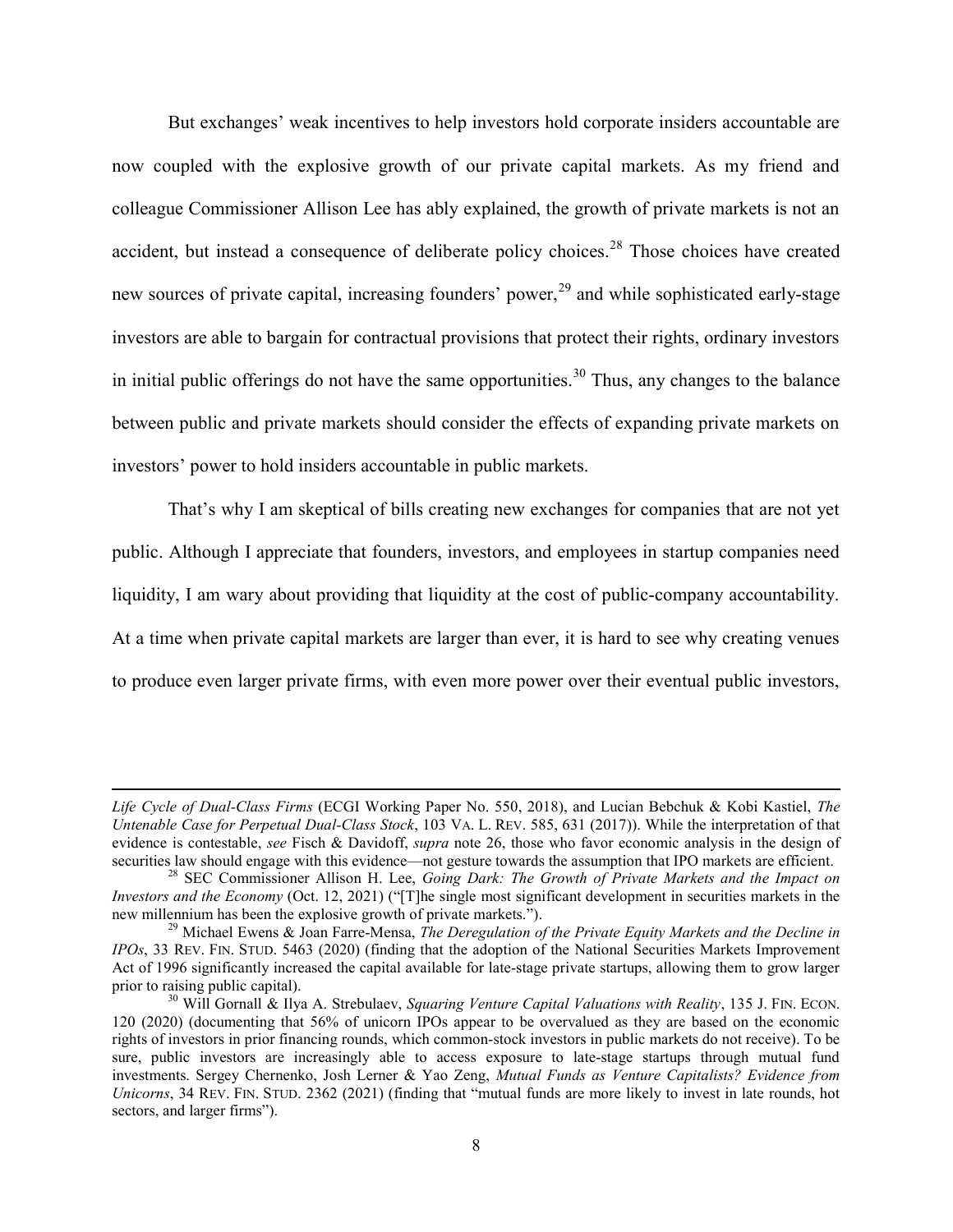But exchanges' weak incentives to help investors hold corporate insiders accountable are now coupled with the explosive growth of our private capital markets. As my friend and colleague Commissioner Allison Lee has ably explained, the growth of private markets is not an accident, but instead a consequence of deliberate policy choices.[28] Those choices have created new sources of private capital, increasing founders' power,[29] and while sophisticated early-stage investors are able to bargain for contractual provisions that protect their rights, ordinary investors in initial public offerings do not have the same opportunities.[30] Thus, any changes to the balance between public and private markets should consider the effects of expanding private markets on investors' power to hold insiders accountable in public markets.

That's why I am skeptical of bills creating new exchanges for companies that are not yet public. Although I appreciate that founders, investors, and employees in startup companies need liquidity, I am wary about providing that liquidity at the cost of public-company accountability. At a time when private capital markets are larger than ever, it is hard to see why creating venues to produce even larger private firms, with even more power over their eventual public investors,

---

*Life Cycle of Dual-Class Firms* (ECGI Working Paper No. 550, 2018), and Lucian Bebchuk & Kobi Kastiel, *The Untenable Case for Perpetual Dual-Class Stock*, 103 VA. L. REV. 585, 631 (2017)). While the interpretation of that evidence is contestable, *see* Fisch & Davidoff, *supra* note 26, those who favor economic analysis in the design of securities law should engage with this evidence—not gesture towards the assumption that IPO markets are efficient.

[28] SEC Commissioner Allison H. Lee, *Going Dark: The Growth of Private Markets and the Impact on Investors and the Economy* (Oct. 12, 2021) ("[T]he single most significant development in securities markets in the new millennium has been the explosive growth of private markets.").

[29] Michael Ewens & Joan Farre-Mensa, *The Deregulation of the Private Equity Markets and the Decline in IPOs*, 33 REV. FIN. STUD. 5463 (2020) (finding that the adoption of the National Securities Markets Improvement Act of 1996 significantly increased the capital available for late-stage private startups, allowing them to grow larger prior to raising public capital).

[30] Will Gornall & Ilya A. Strebulaev, *Squaring Venture Capital Valuations with Reality*, 135 J. FIN. ECON. 120 (2020) (documenting that 56% of unicorn IPOs appear to be overvalued as they are based on the economic rights of investors in prior financing rounds, which common-stock investors in public markets do not receive). To be sure, public investors are increasingly able to access exposure to late-stage startups through mutual fund investments. Sergey Chernenko, Josh Lerner & Yao Zeng, *Mutual Funds as Venture Capitalists? Evidence from Unicorns*, 34 REV. FIN. STUD. 2362 (2021) (finding that "mutual funds are more likely to invest in late rounds, hot sectors, and larger firms").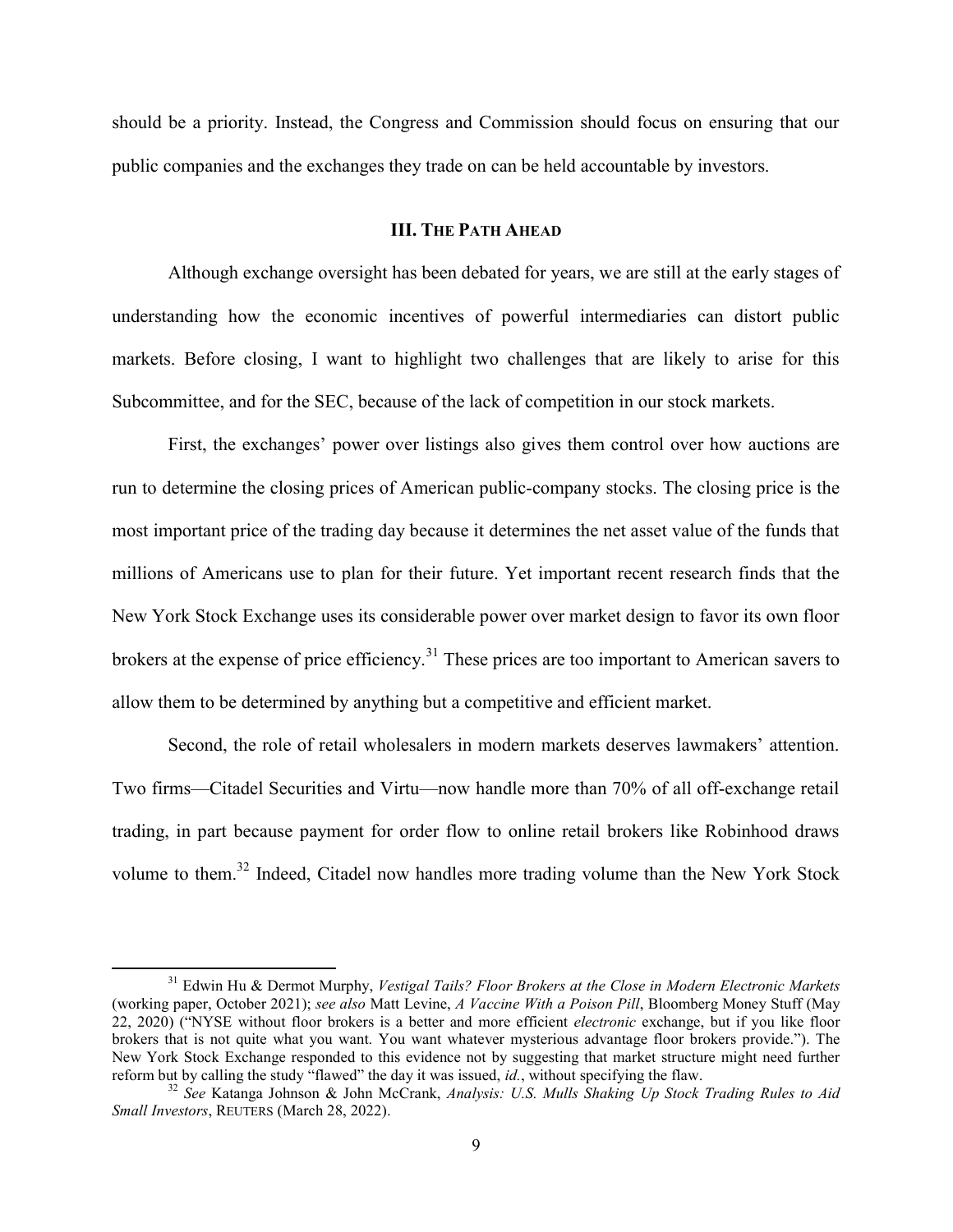should be a priority. Instead, the Congress and Commission should focus on ensuring that our public companies and the exchanges they trade on can be held accountable by investors.

## III. The Path Ahead

Although exchange oversight has been debated for years, we are still at the early stages of understanding how the economic incentives of powerful intermediaries can distort public markets. Before closing, I want to highlight two challenges that are likely to arise for this Subcommittee, and for the SEC, because of the lack of competition in our stock markets.

First, the exchanges' power over listings also gives them control over how auctions are run to determine the closing prices of American public-company stocks. The closing price is the most important price of the trading day because it determines the net asset value of the funds that millions of Americans use to plan for their future. Yet important recent research finds that the New York Stock Exchange uses its considerable power over market design to favor its own floor brokers at the expense of price efficiency.[31] These prices are too important to American savers to allow them to be determined by anything but a competitive and efficient market.

Second, the role of retail wholesalers in modern markets deserves lawmakers' attention. Two firms—Citadel Securities and Virtu—now handle more than 70% of all off-exchange retail trading, in part because payment for order flow to online retail brokers like Robinhood draws volume to them.[32] Indeed, Citadel now handles more trading volume than the New York Stock

---

[31] Edwin Hu & Dermot Murphy, *Vestigal Tails? Floor Brokers at the Close in Modern Electronic Markets* (working paper, October 2021); *see also* Matt Levine, *A Vaccine With a Poison Pill*, Bloomberg Money Stuff (May 22, 2020) ("NYSE without floor brokers is a better and more efficient *electronic* exchange, but if you like floor brokers that is not quite what you want. You want whatever mysterious advantage floor brokers provide."). The New York Stock Exchange responded to this evidence not by suggesting that market structure might need further reform but by calling the study "flawed" the day it was issued, *id.*, without specifying the flaw.

[32] *See* Katanga Johnson & John McCrank, *Analysis: U.S. Mulls Shaking Up Stock Trading Rules to Aid Small Investors*, Reuters (March 28, 2022).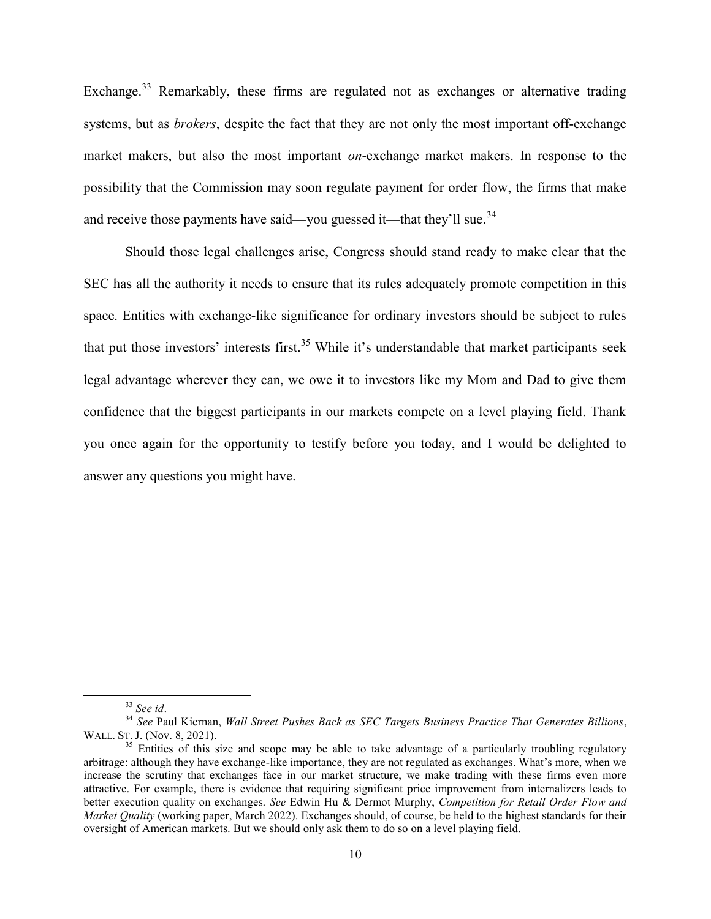Exchange.[33] Remarkably, these firms are regulated not as exchanges or alternative trading systems, but as *brokers*, despite the fact that they are not only the most important off-exchange market makers, but also the most important *on*-exchange market makers. In response to the possibility that the Commission may soon regulate payment for order flow, the firms that make and receive those payments have said—you guessed it—that they'll sue.[34]

Should those legal challenges arise, Congress should stand ready to make clear that the SEC has all the authority it needs to ensure that its rules adequately promote competition in this space. Entities with exchange-like significance for ordinary investors should be subject to rules that put those investors' interests first.[35] While it's understandable that market participants seek legal advantage wherever they can, we owe it to investors like my Mom and Dad to give them confidence that the biggest participants in our markets compete on a level playing field. Thank you once again for the opportunity to testify before you today, and I would be delighted to answer any questions you might have.

---

[33] *See id*.

[34] *See* Paul Kiernan, *Wall Street Pushes Back as SEC Targets Business Practice That Generates Billions*, WALL. ST. J. (Nov. 8, 2021).

[35] Entities of this size and scope may be able to take advantage of a particularly troubling regulatory arbitrage: although they have exchange-like importance, they are not regulated as exchanges. What's more, when we increase the scrutiny that exchanges face in our market structure, we make trading with these firms even more attractive. For example, there is evidence that requiring significant price improvement from internalizers leads to better execution quality on exchanges. *See* Edwin Hu & Dermot Murphy, *Competition for Retail Order Flow and Market Quality* (working paper, March 2022). Exchanges should, of course, be held to the highest standards for their oversight of American markets. But we should only ask them to do so on a level playing field.